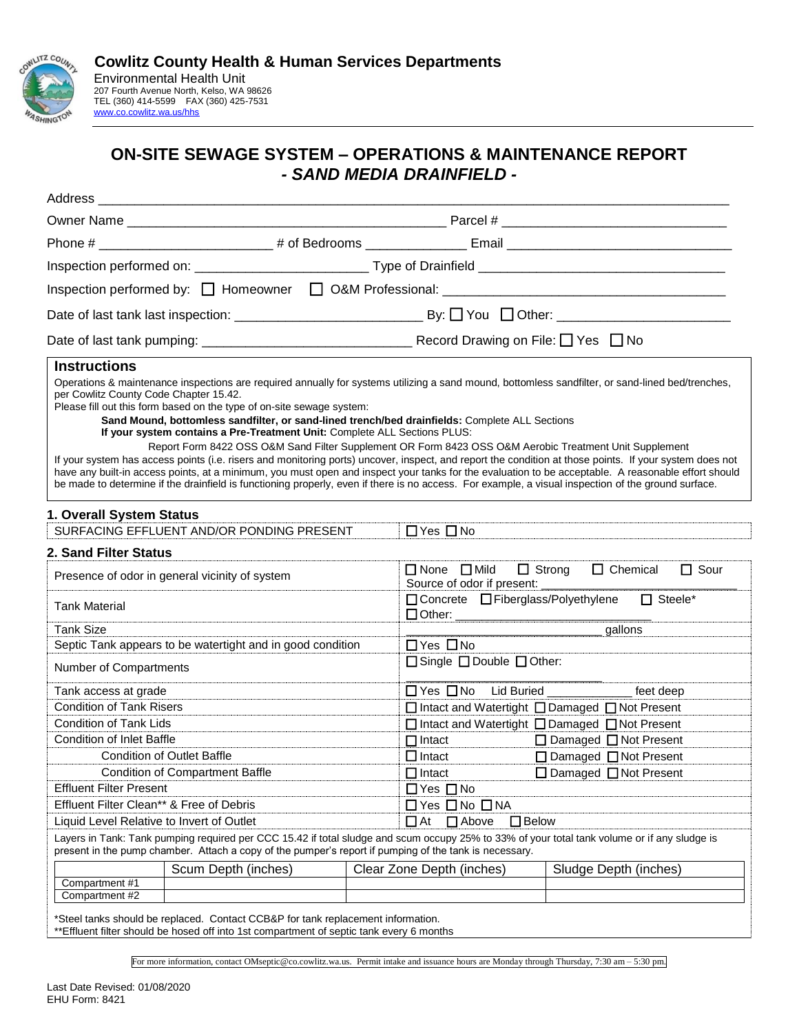**Cowlitz County Health & Human Services Departments**
Environmental Health Unit
207 Fourth Avenue North, Kelso, WA 98626
TEL (360) 414-5599 FAX (360) 425-7531
www.co.cowlitz.wa.us/hhs

# ON-SITE SEWAGE SYSTEM – OPERATIONS & MAINTENANCE REPORT
## *- SAND MEDIA DRAINFIELD -*

Address ______________________________________________

Owner Name ____________________________ Parcel # ____________________

Phone # ________________ # of Bedrooms __________ Email ____________________

Inspection performed on: ________________ Type of Drainfield ____________________

Inspection performed by: ☐ Homeowner ☐ O&M Professional: ____________________

Date of last tank last inspection: ________________ By: ☐ You ☐ Other: ________________

Date of last tank pumping: ____________________ Record Drawing on File: ☐ Yes ☐ No

### Instructions

Operations & maintenance inspections are required annually for systems utilizing a sand mound, bottomless sandfilter, or sand-lined bed/trenches, per Cowlitz County Code Chapter 15.42.
Please fill out this form based on the type of on-site sewage system:

**Sand Mound, bottomless sandfilter, or sand-lined trench/bed drainfields:** Complete ALL Sections
**If your system contains a Pre-Treatment Unit:** Complete ALL Sections PLUS:

Report Form 8422 OSS O&M Sand Filter Supplement OR Form 8423 OSS O&M Aerobic Treatment Unit Supplement

If your system has access points (i.e. risers and monitoring ports) uncover, inspect, and report the condition at those points. If your system does not have any built-in access points, at a minimum, you must open and inspect your tanks for the evaluation to be acceptable. A reasonable effort should be made to determine if the drainfield is functioning properly, even if there is no access. For example, a visual inspection of the ground surface.

### 1. Overall System Status

| | |
|---|---|
| SURFACING EFFLUENT AND/OR PONDING PRESENT | ☐ Yes ☐ No |

### 2. Sand Filter Status

| | |
|---|---|
| Presence of odor in general vicinity of system | ☐ None ☐ Mild ☐ Strong ☐ Chemical ☐ Sour<br>Source of odor if present: __________ |
| Tank Material | ☐ Concrete ☐ Fiberglass/Polyethylene ☐ Steele*<br>☐ Other: __________ |
| Tank Size | __________ gallons |
| Septic Tank appears to be watertight and in good condition | ☐ Yes ☐ No |
| Number of Compartments | ☐ Single ☐ Double ☐ Other: __________ |
| Tank access at grade | ☐ Yes ☐ No Lid Buried __________ feet deep |
| Condition of Tank Risers | ☐ Intact and Watertight ☐ Damaged ☐ Not Present |
| Condition of Tank Lids | ☐ Intact and Watertight ☐ Damaged ☐ Not Present |
| Condition of Inlet Baffle | ☐ Intact ☐ Damaged ☐ Not Present |
| Condition of Outlet Baffle | ☐ Intact ☐ Damaged ☐ Not Present |
| Condition of Compartment Baffle | ☐ Intact ☐ Damaged ☐ Not Present |
| Effluent Filter Present | ☐ Yes ☐ No |
| Effluent Filter Clean** & Free of Debris | ☐ Yes ☐ No ☐ NA |
| Liquid Level Relative to Invert of Outlet | ☐ At ☐ Above ☐ Below |

Layers in Tank: Tank pumping required per CCC 15.42 if total sludge and scum occupy 25% to 33% of your total tank volume or if any sludge is present in the pump chamber. Attach a copy of the pumper's report if pumping of the tank is necessary.

| | Scum Depth (inches) | Clear Zone Depth (inches) | Sludge Depth (inches) |
|---|---|---|---|
| Compartment #1 | | | |
| Compartment #2 | | | |

*Steel tanks should be replaced. Contact CCB&P for tank replacement information.
**Effluent filter should be hosed off into 1st compartment of septic tank every 6 months

For more information, contact OMseptic@co.cowlitz.wa.us. Permit intake and issuance hours are Monday through Thursday, 7:30 am – 5:30 pm.

Last Date Revised: 01/08/2020
EHU Form: 8421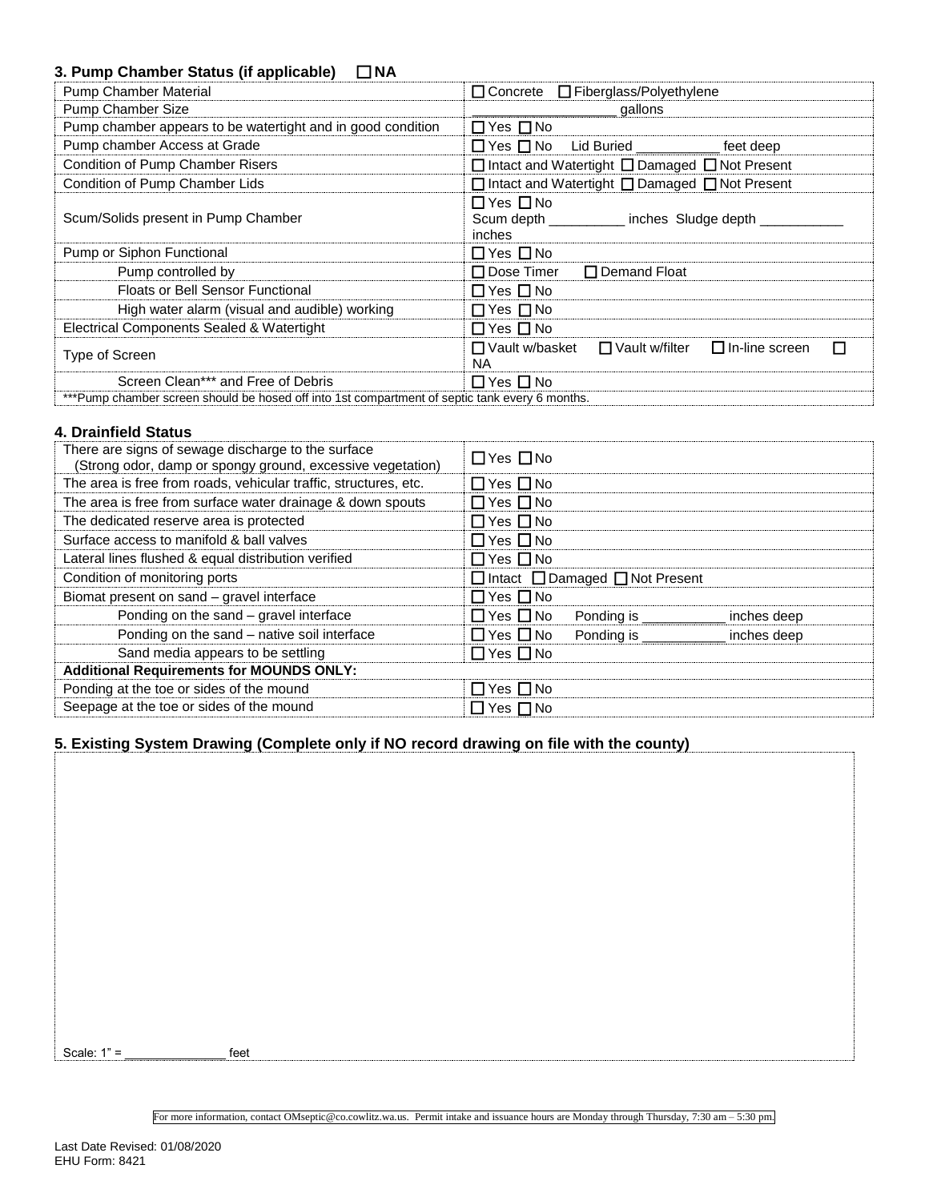### 3. Pump Chamber Status (if applicable) ☐ NA

| | |
|---|---|
| Pump Chamber Material | ☐ Concrete ☐ Fiberglass/Polyethylene |
| Pump Chamber Size | ________________ gallons |
| Pump chamber appears to be watertight and in good condition | ☐ Yes ☐ No |
| Pump chamber Access at Grade | ☐ Yes ☐ No Lid Buried __________ feet deep |
| Condition of Pump Chamber Risers | ☐ Intact and Watertight ☐ Damaged ☐ Not Present |
| Condition of Pump Chamber Lids | ☐ Intact and Watertight ☐ Damaged ☐ Not Present |
| Scum/Solids present in Pump Chamber | ☐ Yes ☐ No Scum depth _________ inches Sludge depth __________ inches |
| Pump or Siphon Functional | ☐ Yes ☐ No |
| Pump controlled by | ☐ Dose Timer ☐ Demand Float |
| Floats or Bell Sensor Functional | ☐ Yes ☐ No |
| High water alarm (visual and audible) working | ☐ Yes ☐ No |
| Electrical Components Sealed & Watertight | ☐ Yes ☐ No |
| Type of Screen | ☐ Vault w/basket ☐ Vault w/filter ☐ In-line screen ☐ NA |
| Screen Clean*** and Free of Debris | ☐ Yes ☐ No |

***Pump chamber screen should be hosed off into 1st compartment of septic tank every 6 months.

### 4. Drainfield Status

| | |
|---|---|
| There are signs of sewage discharge to the surface (Strong odor, damp or spongy ground, excessive vegetation) | ☐ Yes ☐ No |
| The area is free from roads, vehicular traffic, structures, etc. | ☐ Yes ☐ No |
| The area is free from surface water drainage & down spouts | ☐ Yes ☐ No |
| The dedicated reserve area is protected | ☐ Yes ☐ No |
| Surface access to manifold & ball valves | ☐ Yes ☐ No |
| Lateral lines flushed & equal distribution verified | ☐ Yes ☐ No |
| Condition of monitoring ports | ☐ Intact ☐ Damaged ☐ Not Present |
| Biomat present on sand – gravel interface | ☐ Yes ☐ No |
| Ponding on the sand – gravel interface | ☐ Yes ☐ No Ponding is __________ inches deep |
| Ponding on the sand – native soil interface | ☐ Yes ☐ No Ponding is __________ inches deep |
| Sand media appears to be settling | ☐ Yes ☐ No |
| **Additional Requirements for MOUNDS ONLY:** | |
| Ponding at the toe or sides of the mound | ☐ Yes ☐ No |
| Seepage at the toe or sides of the mound | ☐ Yes ☐ No |

### 5. Existing System Drawing (Complete only if NO record drawing on file with the county)

Scale: 1" = ______________ feet

For more information, contact OMseptic@co.cowlitz.wa.us. Permit intake and issuance hours are Monday through Thursday, 7:30 am – 5:30 pm.

Last Date Revised: 01/08/2020
EHU Form: 8421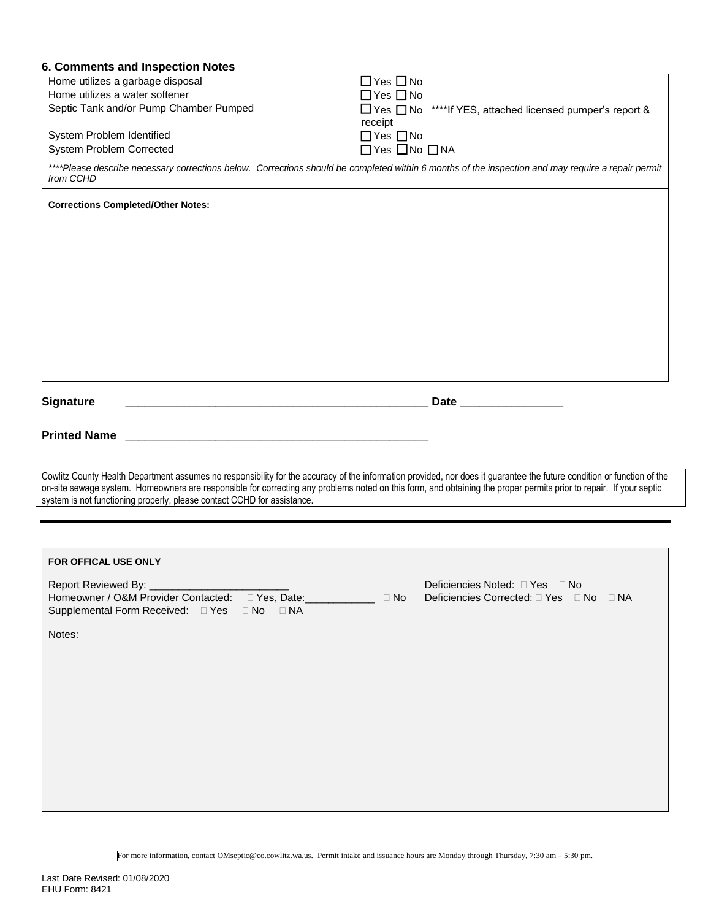## 6. Comments and Inspection Notes

| | |
|---|---|
| Home utilizes a garbage disposal | ☐ Yes ☐ No |
| Home utilizes a water softener | ☐ Yes ☐ No |
| Septic Tank and/or Pump Chamber Pumped | ☐ Yes ☐ No ****If YES, attached licensed pumper's report & receipt |
| System Problem Identified | ☐ Yes ☐ No |
| System Problem Corrected | ☐ Yes ☐ No ☐ NA |

*****Please describe necessary corrections below. Corrections should be completed within 6 months of the inspection and may require a repair permit from CCHD*

**Corrections Completed/Other Notes:**

**Signature** ______________________________________________ **Date** _______________

**Printed Name** ______________________________________________

Cowlitz County Health Department assumes no responsibility for the accuracy of the information provided, nor does it guarantee the future condition or function of the on-site sewage system. Homeowners are responsible for correcting any problems noted on this form, and obtaining the proper permits prior to repair. If your septic system is not functioning properly, please contact CCHD for assistance.

---

**FOR OFFICAL USE ONLY**

Report Reviewed By: ______________________

Homeowner / O&M Provider Contacted: ☐ Yes, Date:___________ ☐ No

Supplemental Form Received: ☐ Yes ☐ No ☐ NA

Deficiencies Noted: ☐ Yes ☐ No

Deficiencies Corrected: ☐ Yes ☐ No ☐ NA

Notes:

For more information, contact OMseptic@co.cowlitz.wa.us. Permit intake and issuance hours are Monday through Thursday, 7:30 am – 5:30 pm.

Last Date Revised: 01/08/2020
EHU Form: 8421